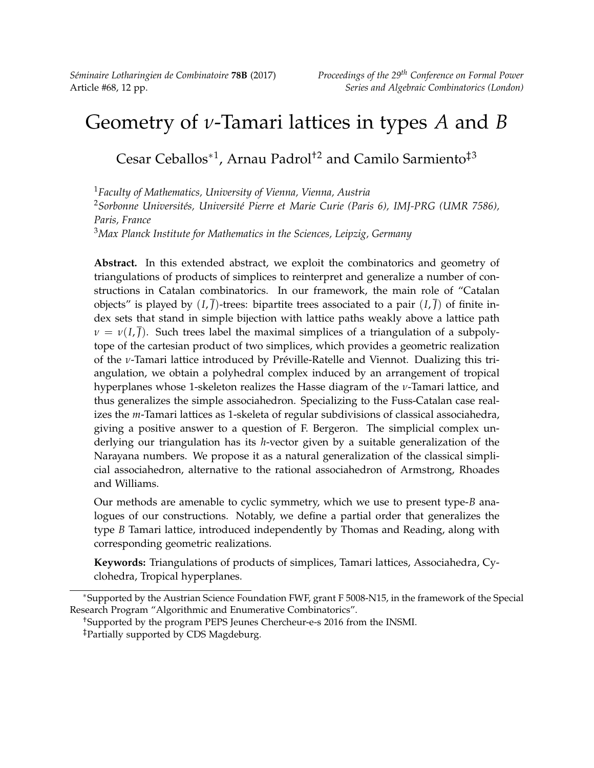# Geometry of $\nu$-Tamari lattices in types $A$ and $B$

Cesar Ceballos*[1], Arnau Padrol†[2] and Camilo Sarmiento‡[3]

[1] *Faculty of Mathematics, University of Vienna, Vienna, Austria*
[2] *Sorbonne Universités, Université Pierre et Marie Curie (Paris 6), IMJ-PRG (UMR 7586), Paris, France*
[3] *Max Planck Institute for Mathematics in the Sciences, Leipzig, Germany*

**Abstract.** In this extended abstract, we exploit the combinatorics and geometry of triangulations of products of simplices to reinterpret and generalize a number of constructions in Catalan combinatorics. In our framework, the main role of "Catalan objects" is played by $(I, \overline{J})$-trees: bipartite trees associated to a pair $(I, \overline{J})$ of finite index sets that stand in simple bijection with lattice paths weakly above a lattice path $\nu = \nu(I, \overline{J})$. Such trees label the maximal simplices of a triangulation of a subpolytope of the cartesian product of two simplices, which provides a geometric realization of the $\nu$-Tamari lattice introduced by Préville-Ratelle and Viennot. Dualizing this triangulation, we obtain a polyhedral complex induced by an arrangement of tropical hyperplanes whose 1-skeleton realizes the Hasse diagram of the $\nu$-Tamari lattice, and thus generalizes the simple associahedron. Specializing to the Fuss-Catalan case realizes the $m$-Tamari lattices as 1-skeleta of regular subdivisions of classical associahedra, giving a positive answer to a question of F. Bergeron. The simplicial complex underlying our triangulation has its $h$-vector given by a suitable generalization of the Narayana numbers. We propose it as a natural generalization of the classical simplicial associahedron, alternative to the rational associahedron of Armstrong, Rhoades and Williams.

Our methods are amenable to cyclic symmetry, which we use to present type-$B$ analogues of our constructions. Notably, we define a partial order that generalizes the type $B$ Tamari lattice, introduced independently by Thomas and Reading, along with corresponding geometric realizations.

**Keywords:** Triangulations of products of simplices, Tamari lattices, Associahedra, Cyclohedra, Tropical hyperplanes.

---

*Supported by the Austrian Science Foundation FWF, grant F 5008-N15, in the framework of the Special Research Program "Algorithmic and Enumerative Combinatorics".

†Supported by the program PEPS Jeunes Chercheur-e-s 2016 from the INSMI.

‡Partially supported by CDS Magdeburg.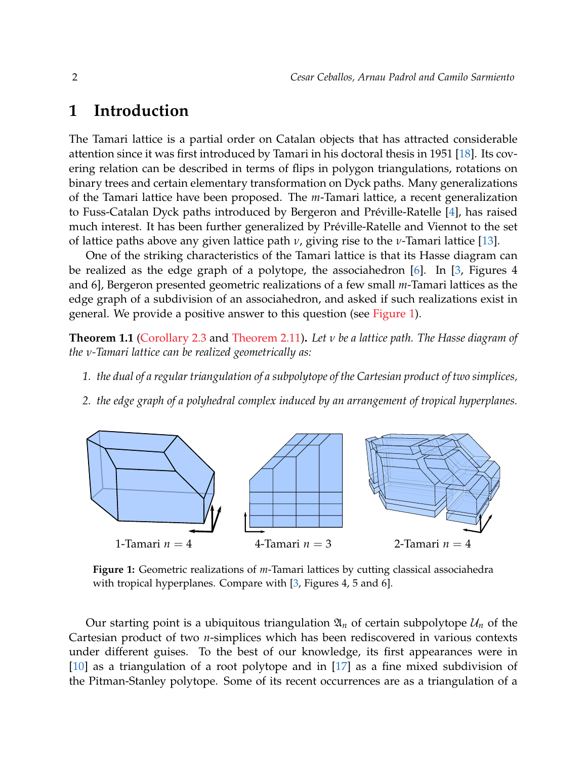# 1 Introduction

The Tamari lattice is a partial order on Catalan objects that has attracted considerable attention since it was first introduced by Tamari in his doctoral thesis in 1951 [18]. Its covering relation can be described in terms of flips in polygon triangulations, rotations on binary trees and certain elementary transformation on Dyck paths. Many generalizations of the Tamari lattice have been proposed. The $m$-Tamari lattice, a recent generalization to Fuss-Catalan Dyck paths introduced by Bergeron and Préville-Ratelle [4], has raised much interest. It has been further generalized by Préville-Ratelle and Viennot to the set of lattice paths above any given lattice path $\nu$, giving rise to the $\nu$-Tamari lattice [13].

One of the striking characteristics of the Tamari lattice is that its Hasse diagram can be realized as the edge graph of a polytope, the associahedron [6]. In [3, Figures 4 and 6], Bergeron presented geometric realizations of a few small $m$-Tamari lattices as the edge graph of a subdivision of an associahedron, and asked if such realizations exist in general. We provide a positive answer to this question (see Figure 1).

**Theorem 1.1** (Corollary 2.3 and Theorem 2.11)**.** *Let $\nu$ be a lattice path. The Hasse diagram of the $\nu$-Tamari lattice can be realized geometrically as:*

1. *the dual of a regular triangulation of a subpolytope of the Cartesian product of two simplices,*
2. *the edge graph of a polyhedral complex induced by an arrangement of tropical hyperplanes.*

1-Tamari $n = 4$ 4-Tamari $n = 3$ 2-Tamari $n = 4$

**Figure 1:** Geometric realizations of $m$-Tamari lattices by cutting classical associahedra with tropical hyperplanes. Compare with [3, Figures 4, 5 and 6].

Our starting point is a ubiquitous triangulation $\mathfrak{A}_n$ of certain subpolytope $\mathcal{U}_n$ of the Cartesian product of two $n$-simplices which has been rediscovered in various contexts under different guises. To the best of our knowledge, its first appearances were in [10] as a triangulation of a root polytope and in [17] as a fine mixed subdivision of the Pitman-Stanley polytope. Some of its recent occurrences are as a triangulation of a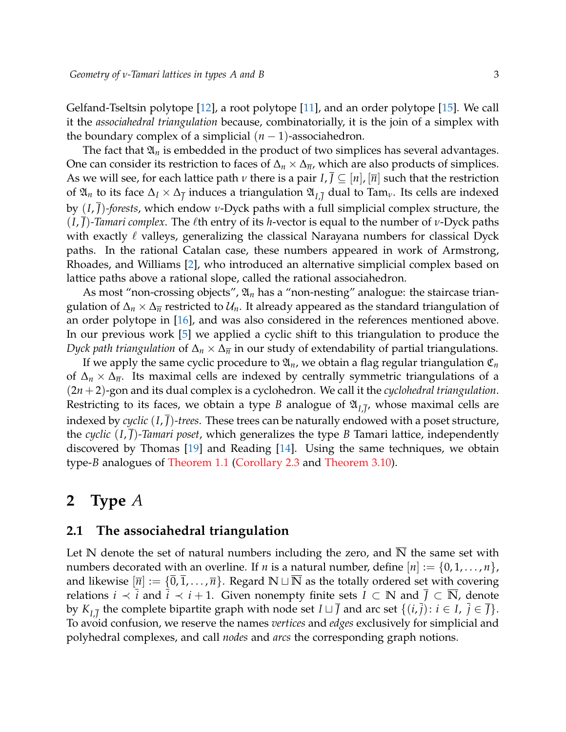Gelfand-Tseltsin polytope [12], a root polytope [11], and an order polytope [15]. We call it the *associahedral triangulation* because, combinatorially, it is the join of a simplex with the boundary complex of a simplicial $(n-1)$-associahedron.

The fact that $\mathfrak{A}_n$ is embedded in the product of two simplices has several advantages. One can consider its restriction to faces of $\Delta_n \times \Delta_{\overline{n}}$, which are also products of simplices. As we will see, for each lattice path $\nu$ there is a pair $I, \overline{J} \subseteq [n], [\overline{n}]$ such that the restriction of $\mathfrak{A}_n$ to its face $\Delta_I \times \Delta_{\overline{J}}$ induces a triangulation $\mathfrak{A}_{I,\overline{J}}$ dual to $\mathrm{Tam}_\nu$. Its cells are indexed by $(I, \overline{J})$*-forests*, which endow $\nu$-Dyck paths with a full simplicial complex structure, the $(I, \overline{J})$*-Tamari complex*. The $\ell$th entry of its $h$-vector is equal to the number of $\nu$-Dyck paths with exactly $\ell$ valleys, generalizing the classical Narayana numbers for classical Dyck paths. In the rational Catalan case, these numbers appeared in work of Armstrong, Rhoades, and Williams [2], who introduced an alternative simplicial complex based on lattice paths above a rational slope, called the rational associahedron.

As most "non-crossing objects", $\mathfrak{A}_n$ has a "non-nesting" analogue: the staircase triangulation of $\Delta_n \times \Delta_{\overline{n}}$ restricted to $\mathcal{U}_n$. It already appeared as the standard triangulation of an order polytope in [16], and was also considered in the references mentioned above. In our previous work [5] we applied a cyclic shift to this triangulation to produce the *Dyck path triangulation* of $\Delta_n \times \Delta_{\overline{n}}$ in our study of extendability of partial triangulations.

If we apply the same cyclic procedure to $\mathfrak{A}_n$, we obtain a flag regular triangulation $\mathfrak{C}_n$ of $\Delta_n \times \Delta_{\overline{n}}$. Its maximal cells are indexed by centrally symmetric triangulations of a $(2n+2)$-gon and its dual complex is a cyclohedron. We call it the *cyclohedral triangulation*. Restricting to its faces, we obtain a type $B$ analogue of $\mathfrak{A}_{I,\overline{J}}$, whose maximal cells are indexed by *cyclic* $(I, \overline{J})$*-trees*. These trees can be naturally endowed with a poset structure, the *cyclic* $(I, \overline{J})$*-Tamari poset*, which generalizes the type $B$ Tamari lattice, independently discovered by Thomas [19] and Reading [14]. Using the same techniques, we obtain type-$B$ analogues of Theorem 1.1 (Corollary 2.3 and Theorem 3.10).

# 2 Type $A$

## 2.1 The associahedral triangulation

Let $\mathbb{N}$ denote the set of natural numbers including the zero, and $\overline{\mathbb{N}}$ the same set with numbers decorated with an overline. If $n$ is a natural number, define $[n] := \{0, 1, \ldots, n\}$, and likewise $[\overline{n}] := \{\overline{0}, \overline{1}, \ldots, \overline{n}\}$. Regard $\mathbb{N} \sqcup \overline{\mathbb{N}}$ as the totally ordered set with covering relations $i \prec \overline{i}$ and $\overline{i} \prec i+1$. Given nonempty finite sets $I \subset \mathbb{N}$ and $\overline{J} \subset \overline{\mathbb{N}}$, denote by $K_{I,\overline{J}}$ the complete bipartite graph with node set $I \sqcup \overline{J}$ and arc set $\{(i, \overline{j}) : i \in I, \ \overline{j} \in \overline{J}\}$. To avoid confusion, we reserve the names *vertices* and *edges* exclusively for simplicial and polyhedral complexes, and call *nodes* and *arcs* the corresponding graph notions.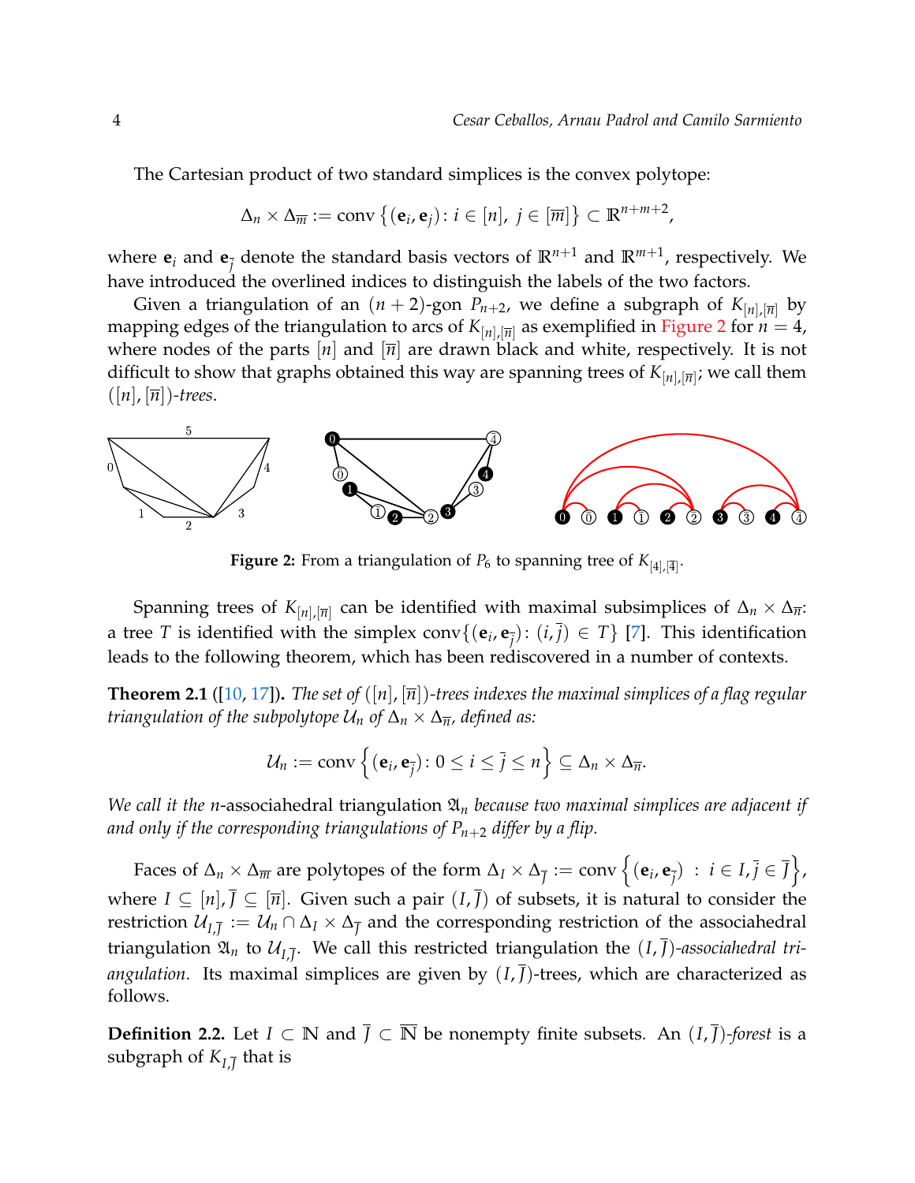The Cartesian product of two standard simplices is the convex polytope:

$$\Delta_n \times \Delta_{\overline{m}} := \text{conv}\left\{(\mathbf{e}_i, \mathbf{e}_{\overline{j}}) : i \in [n],\ j \in [\overline{m}]\right\} \subset \mathbb{R}^{n+m+2},$$

where $\mathbf{e}_i$ and $\mathbf{e}_{\overline{j}}$ denote the standard basis vectors of $\mathbb{R}^{n+1}$ and $\mathbb{R}^{m+1}$, respectively. We have introduced the overlined indices to distinguish the labels of the two factors.

Given a triangulation of an $(n+2)$-gon $P_{n+2}$, we define a subgraph of $K_{[n],[\overline{n}]}$ by mapping edges of the triangulation to arcs of $K_{[n],[\overline{n}]}$ as exemplified in Figure 2 for $n = 4$, where nodes of the parts $[n]$ and $[\overline{n}]$ are drawn black and white, respectively. It is not difficult to show that graphs obtained this way are spanning trees of $K_{[n],[\overline{n}]}$; we call them $([n], [\overline{n}])$-*trees*.

**Figure 2:** From a triangulation of $P_6$ to spanning tree of $K_{[4],[\overline{4}]}$.

Spanning trees of $K_{[n],[\overline{n}]}$ can be identified with maximal subsimplices of $\Delta_n \times \Delta_{\overline{n}}$: a tree $T$ is identified with the simplex $\text{conv}\{(\mathbf{e}_i, \mathbf{e}_{\overline{j}}) : (i, \overline{j}) \in T\}$ [7]. This identification leads to the following theorem, which has been rediscovered in a number of contexts.

**Theorem 2.1** ([10, 17]). *The set of $([n], [\overline{n}])$-trees indexes the maximal simplices of a flag regular triangulation of the subpolytope $\mathcal{U}_n$ of $\Delta_n \times \Delta_{\overline{n}}$, defined as:*

$$\mathcal{U}_n := \text{conv}\left\{(\mathbf{e}_i, \mathbf{e}_{\overline{j}}) : 0 \le i \le \overline{j} \le n\right\} \subseteq \Delta_n \times \Delta_{\overline{n}}.$$

*We call it the* $n$-associahedral triangulation $\mathfrak{A}_n$ *because two maximal simplices are adjacent if and only if the corresponding triangulations of $P_{n+2}$ differ by a flip.*

Faces of $\Delta_n \times \Delta_{\overline{m}}$ are polytopes of the form $\Delta_I \times \Delta_{\overline{J}} := \text{conv}\left\{(\mathbf{e}_i, \mathbf{e}_{\overline{j}}) \ : \ i \in I, \overline{j} \in \overline{J}\right\}$, where $I \subseteq [n], \overline{J} \subseteq [\overline{n}]$. Given such a pair $(I, \overline{J})$ of subsets, it is natural to consider the restriction $\mathcal{U}_{I,\overline{J}} := \mathcal{U}_n \cap \Delta_I \times \Delta_{\overline{J}}$ and the corresponding restriction of the associahedral triangulation $\mathfrak{A}_n$ to $\mathcal{U}_{I,\overline{J}}$. We call this restricted triangulation the $(I, \overline{J})$-*associahedral triangulation*. Its maximal simplices are given by $(I, \overline{J})$-trees, which are characterized as follows.

**Definition 2.2.** Let $I \subset \mathbb{N}$ and $\overline{J} \subset \overline{\mathbb{N}}$ be nonempty finite subsets. An $(I, \overline{J})$-*forest* is a subgraph of $K_{I,\overline{J}}$ that is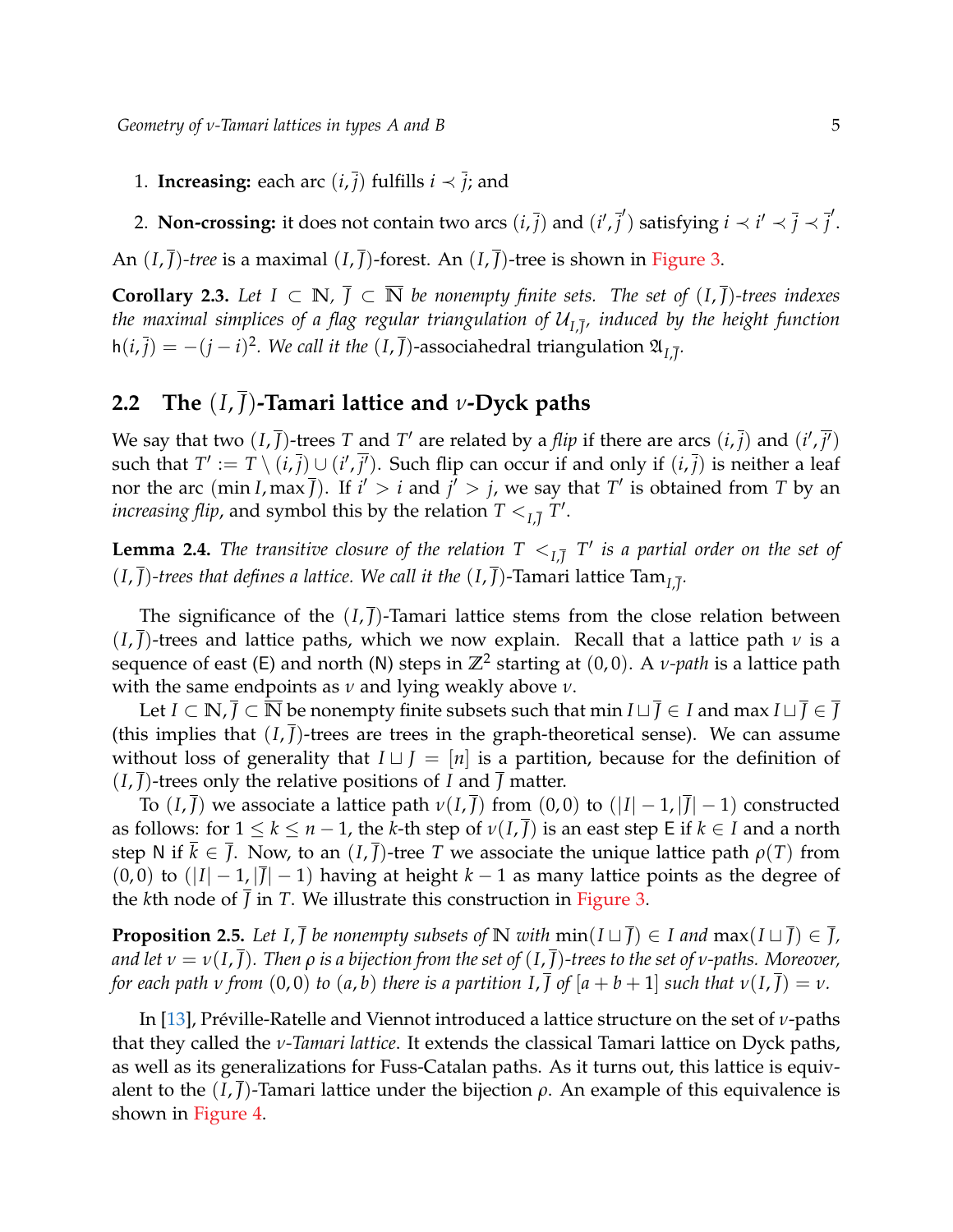1. **Increasing:** each arc $(i, \overline{j})$ fulfills $i \prec \overline{j}$; and
2. **Non-crossing:** it does not contain two arcs $(i, \overline{j})$ and $(i', \overline{j}')$ satisfying $i \prec i' \prec \overline{j} \prec \overline{j}'$.

An $(I, \overline{J})$*-tree* is a maximal $(I, \overline{J})$-forest. An $(I, \overline{J})$-tree is shown in Figure 3.

**Corollary 2.3.** *Let $I \subset \mathbb{N}$, $\overline{J} \subset \overline{\mathbb{N}}$ be nonempty finite sets. The set of $(I, \overline{J})$-trees indexes the maximal simplices of a flag regular triangulation of $\mathcal{U}_{I,\overline{J}}$, induced by the height function $\mathsf{h}(i, \overline{j}) = -(j-i)^2$. We call it the $(I, \overline{J})$*-associahedral triangulation *$\mathfrak{A}_{I,\overline{J}}$.*

## 2.2 The $(I, \overline{J})$-Tamari lattice and $\nu$-Dyck paths

We say that two $(I, \overline{J})$-trees $T$ and $T'$ are related by a *flip* if there are arcs $(i, \overline{j})$ and $(i', \overline{j'})$ such that $T' := T \setminus (i, \overline{j}) \cup (i', \overline{j'})$. Such flip can occur if and only if $(i, \overline{j})$ is neither a leaf nor the arc $(\min I, \max \overline{J})$. If $i' > i$ and $j' > j$, we say that $T'$ is obtained from $T$ by an *increasing flip*, and symbol this by the relation $T <_{I,\overline{J}} T'$.

**Lemma 2.4.** *The transitive closure of the relation $T <_{I,\overline{J}} T'$ is a partial order on the set of $(I, \overline{J})$-trees that defines a lattice. We call it the $(I, \overline{J})$-*Tamari lattice *$\mathrm{Tam}_{I,\overline{J}}$.*

The significance of the $(I, \overline{J})$-Tamari lattice stems from the close relation between $(I, \overline{J})$-trees and lattice paths, which we now explain. Recall that a lattice path $\nu$ is a sequence of east ($\mathsf{E}$) and north ($\mathsf{N}$) steps in $\mathbb{Z}^2$ starting at $(0, 0)$. A $\nu$*-path* is a lattice path with the same endpoints as $\nu$ and lying weakly above $\nu$.

Let $I \subset \mathbb{N}, \overline{J} \subset \overline{\mathbb{N}}$ be nonempty finite subsets such that $\min I \sqcup \overline{J} \in I$ and $\max I \sqcup \overline{J} \in \overline{J}$ (this implies that $(I, \overline{J})$-trees are trees in the graph-theoretical sense). We can assume without loss of generality that $I \sqcup J = [n]$ is a partition, because for the definition of $(I, \overline{J})$-trees only the relative positions of $I$ and $\overline{J}$ matter.

To $(I, \overline{J})$ we associate a lattice path $\nu(I, \overline{J})$ from $(0, 0)$ to $(|I| - 1, |\overline{J}| - 1)$ constructed as follows: for $1 \leq k \leq n - 1$, the $k$-th step of $\nu(I, \overline{J})$ is an east step $\mathsf{E}$ if $k \in I$ and a north step $\mathsf{N}$ if $\overline{k} \in \overline{J}$. Now, to an $(I, \overline{J})$-tree $T$ we associate the unique lattice path $\rho(T)$ from $(0, 0)$ to $(|I| - 1, |\overline{J}| - 1)$ having at height $k - 1$ as many lattice points as the degree of the $k$th node of $\overline{J}$ in $T$. We illustrate this construction in Figure 3.

**Proposition 2.5.** *Let $I, \overline{J}$ be nonempty subsets of $\mathbb{N}$ with $\min(I \sqcup \overline{J}) \in I$ and $\max(I \sqcup \overline{J}) \in \overline{J}$, and let $\nu = \nu(I, \overline{J})$. Then $\rho$ is a bijection from the set of $(I, \overline{J})$-trees to the set of $\nu$-paths. Moreover, for each path $\nu$ from $(0, 0)$ to $(a, b)$ there is a partition $I, \overline{J}$ of $[a + b + 1]$ such that $\nu(I, \overline{J}) = \nu$.*

In [13], Préville-Ratelle and Viennot introduced a lattice structure on the set of $\nu$-paths that they called the *$\nu$-Tamari lattice*. It extends the classical Tamari lattice on Dyck paths, as well as its generalizations for Fuss-Catalan paths. As it turns out, this lattice is equivalent to the $(I, \overline{J})$-Tamari lattice under the bijection $\rho$. An example of this equivalence is shown in Figure 4.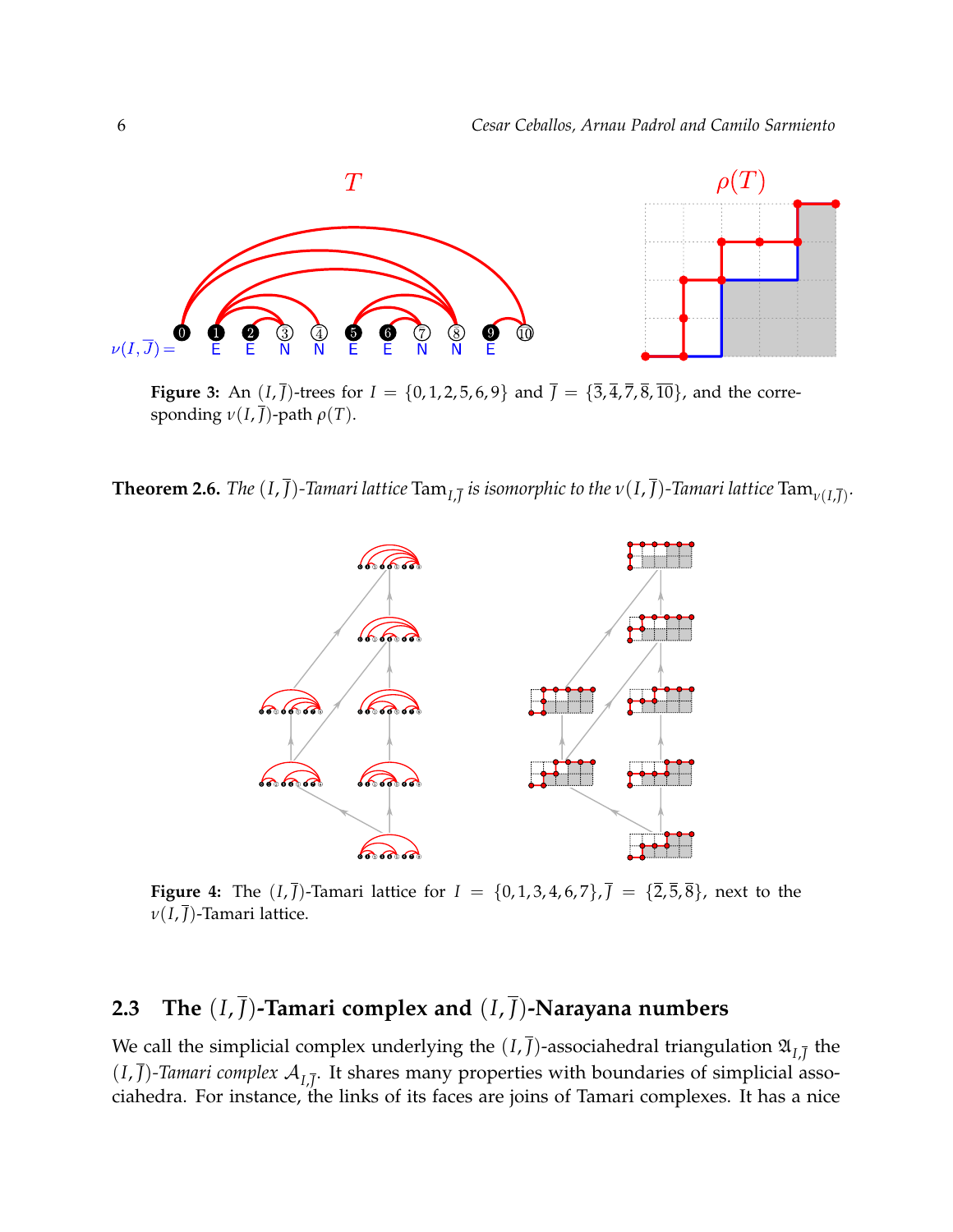Figure 3: An $(I, \overline{J})$-trees for $I = \{0, 1, 2, 5, 6, 9\}$ and $\overline{J} = \{\overline{3}, \overline{4}, \overline{7}, \overline{8}, \overline{10}\}$, and the corresponding $\nu(I, \overline{J})$-path $\rho(T)$.

**Theorem 2.6.** *The $(I, \overline{J})$-Tamari lattice $\mathrm{Tam}_{I,\overline{J}}$ is isomorphic to the $\nu(I, \overline{J})$-Tamari lattice $\mathrm{Tam}_{\nu(I,\overline{J})}$.*

Figure 4: The $(I, \overline{J})$-Tamari lattice for $I = \{0, 1, 3, 4, 6, 7\}, \overline{J} = \{\overline{2}, \overline{5}, \overline{8}\}$, next to the $\nu(I, \overline{J})$-Tamari lattice.

## 2.3 The $(I, \overline{J})$-Tamari complex and $(I, \overline{J})$-Narayana numbers

We call the simplicial complex underlying the $(I, \overline{J})$-associahedral triangulation $\mathfrak{A}_{I,\overline{J}}$ the $(I, \overline{J})$*-Tamari complex* $\mathcal{A}_{I,\overline{J}}$. It shares many properties with boundaries of simplicial associahedra. For instance, the links of its faces are joins of Tamari complexes. It has a nice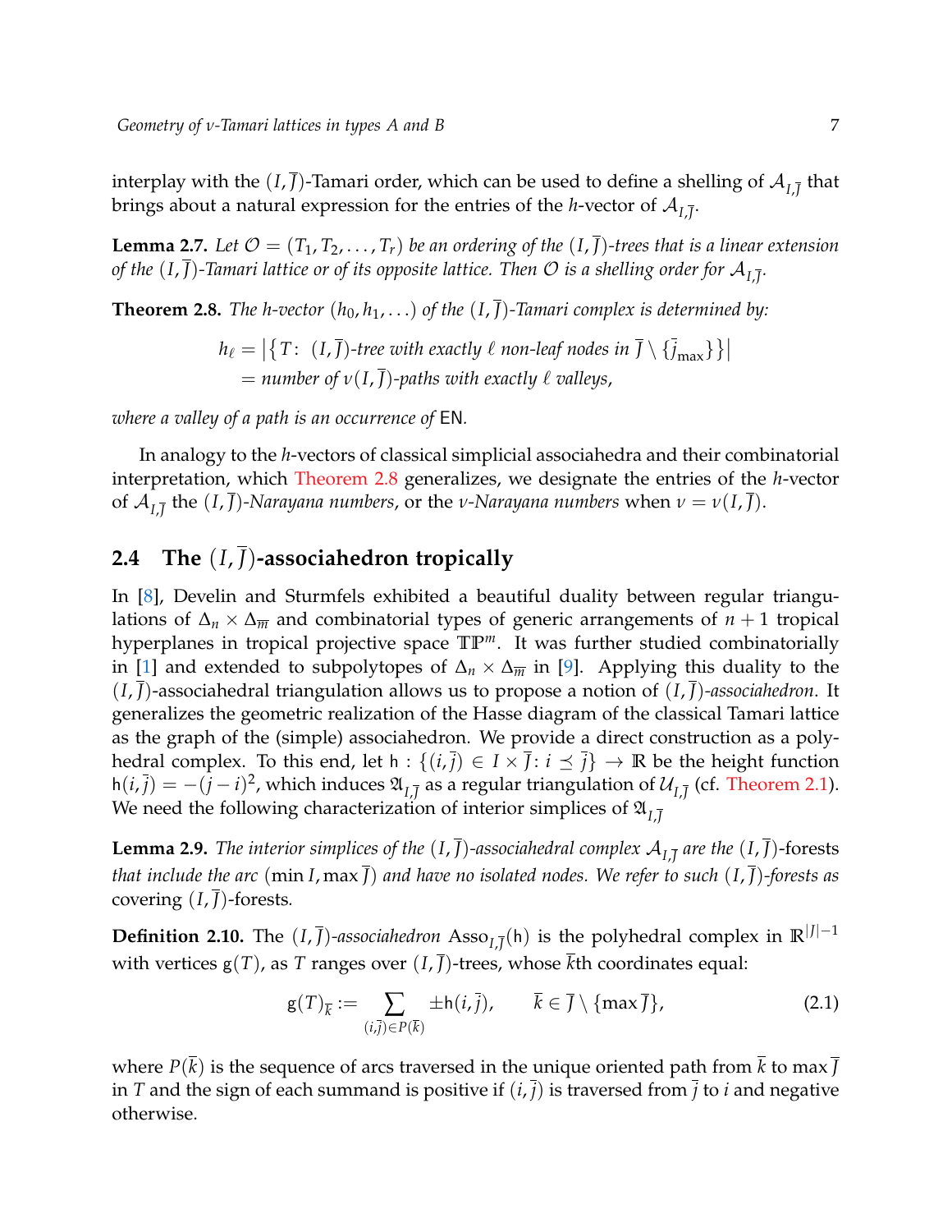interplay with the $(I,\overline{J})$-Tamari order, which can be used to define a shelling of $\mathcal{A}_{I,\overline{J}}$ that brings about a natural expression for the entries of the $h$-vector of $\mathcal{A}_{I,\overline{J}}$.

**Lemma 2.7.** *Let $\mathcal{O} = (T_1, T_2, \ldots, T_r)$ be an ordering of the $(I,\overline{J})$-trees that is a linear extension of the $(I,\overline{J})$-Tamari lattice or of its opposite lattice. Then $\mathcal{O}$ is a shelling order for $\mathcal{A}_{I,\overline{J}}$.*

**Theorem 2.8.** *The $h$-vector $(h_0, h_1, \ldots)$ of the $(I,\overline{J})$-Tamari complex is determined by:*

$$\begin{aligned} h_\ell &= \left|\left\{T\colon\ (I,\overline{J})\text{-tree with exactly } \ell \text{ non-leaf nodes in } \overline{J}\setminus\{\bar{j}_{\max}\}\right\}\right| \\ &= \text{number of } \nu(I,\overline{J})\text{-paths with exactly } \ell \text{ valleys,} \end{aligned}$$

*where a valley of a path is an occurrence of* $\mathsf{EN}$.

In analogy to the $h$-vectors of classical simplicial associahedra and their combinatorial interpretation, which Theorem 2.8 generalizes, we designate the entries of the $h$-vector of $\mathcal{A}_{I,\overline{J}}$ the *$(I,\overline{J})$-Narayana numbers*, or the *$\nu$-Narayana numbers* when $\nu = \nu(I,\overline{J})$.

## 2.4 The $(I,\overline{J})$-associahedron tropically

In [8], Develin and Sturmfels exhibited a beautiful duality between regular triangulations of $\Delta_n \times \Delta_{\overline{m}}$ and combinatorial types of generic arrangements of $n+1$ tropical hyperplanes in tropical projective space $\mathbb{TP}^m$. It was further studied combinatorially in [1] and extended to subpolytopes of $\Delta_n \times \Delta_{\overline{m}}$ in [9]. Applying this duality to the $(I,\overline{J})$-associahedral triangulation allows us to propose a notion of *$(I,\overline{J})$-associahedron*. It generalizes the geometric realization of the Hasse diagram of the classical Tamari lattice as the graph of the (simple) associahedron. We provide a direct construction as a polyhedral complex. To this end, let $\mathsf{h} : \{(i,\bar{j}) \in I \times \overline{J} \colon i \preceq \bar{j}\} \to \mathbb{R}$ be the height function $\mathsf{h}(i,\bar{j}) = -(j-i)^2$, which induces $\mathfrak{A}_{I,\overline{J}}$ as a regular triangulation of $\mathcal{U}_{I,\overline{J}}$ (cf. Theorem 2.1). We need the following characterization of interior simplices of $\mathfrak{A}_{I,\overline{J}}$

**Lemma 2.9.** *The interior simplices of the $(I,\overline{J})$-associahedral complex $\mathcal{A}_{I,\overline{J}}$ are the $(I,\overline{J})$-forests that include the arc $(\min I, \max \overline{J})$ and have no isolated nodes. We refer to such $(I,\overline{J})$-forests as* covering $(I,\overline{J})$-forests.

**Definition 2.10.** The *$(I,\overline{J})$-associahedron* $\mathrm{Asso}_{I,\overline{J}}(\mathsf{h})$ is the polyhedral complex in $\mathbb{R}^{|J|-1}$ with vertices $\mathsf{g}(T)$, as $T$ ranges over $(I,\overline{J})$-trees, whose $\bar{k}$th coordinates equal:

$$\mathsf{g}(T)_{\bar{k}} := \sum_{(i,\bar{j}) \in P(\bar{k})} \pm \mathsf{h}(i,\bar{j}), \qquad \bar{k} \in \overline{J} \setminus \{\max \overline{J}\}, \tag{2.1}$$

where $P(\bar{k})$ is the sequence of arcs traversed in the unique oriented path from $\bar{k}$ to $\max \overline{J}$ in $T$ and the sign of each summand is positive if $(i,\bar{j})$ is traversed from $\bar{j}$ to $i$ and negative otherwise.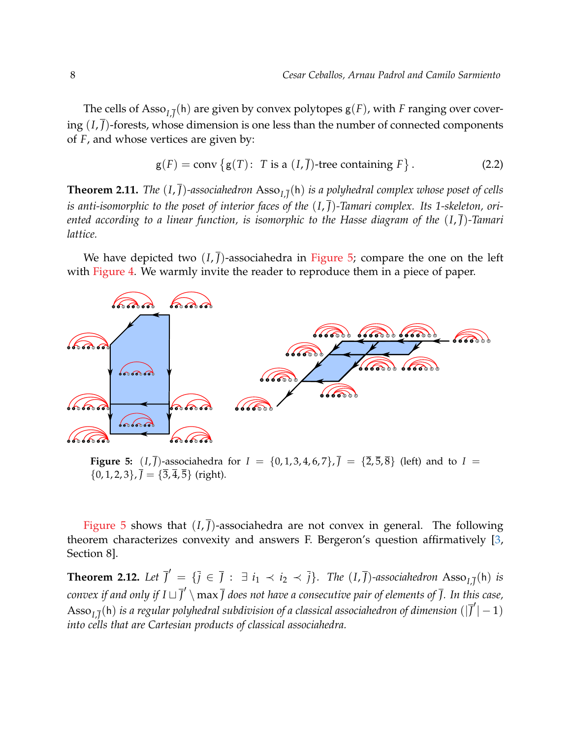The cells of $\mathrm{Asso}_{I,\overline{J}}(\mathsf{h})$ are given by convex polytopes $\mathsf{g}(F)$, with $F$ ranging over covering $(I,\overline{J})$-forests, whose dimension is one less than the number of connected components of $F$, and whose vertices are given by:

$$\mathsf{g}(F) = \mathrm{conv}\left\{\mathsf{g}(T) : \ T \text{ is a } (I,\overline{J})\text{-tree containing } F\right\}. \tag{2.2}$$

**Theorem 2.11.** *The $(I,\overline{J})$-associahedron $\mathrm{Asso}_{I,\overline{J}}(\mathsf{h})$ is a polyhedral complex whose poset of cells is anti-isomorphic to the poset of interior faces of the $(I,\overline{J})$-Tamari complex. Its 1-skeleton, oriented according to a linear function, is isomorphic to the Hasse diagram of the $(I,\overline{J})$-Tamari lattice.*

We have depicted two $(I,\overline{J})$-associahedra in Figure 5; compare the one on the left with Figure 4. We warmly invite the reader to reproduce them in a piece of paper.

**Figure 5:** $(I,\overline{J})$-associahedra for $I = \{0,1,3,4,6,7\}, \overline{J} = \{\overline{2},\overline{5},\overline{8}\}$ (left) and to $I = \{0,1,2,3\}, \overline{J} = \{\overline{3},\overline{4},\overline{5}\}$ (right).

Figure 5 shows that $(I,\overline{J})$-associahedra are not convex in general. The following theorem characterizes convexity and answers F. Bergeron's question affirmatively [3, Section 8].

**Theorem 2.12.** *Let $\overline{J}' = \{\overline{j} \in \overline{J} : \ \exists\, i_1 \prec i_2 \prec \overline{j}\}$. The $(I,\overline{J})$-associahedron $\mathrm{Asso}_{I,\overline{J}}(\mathsf{h})$ is convex if and only if $I \sqcup \overline{J}' \setminus \max \overline{J}$ does not have a consecutive pair of elements of $\overline{J}$. In this case, $\mathrm{Asso}_{I,\overline{J}}(\mathsf{h})$ is a regular polyhedral subdivision of a classical associahedron of dimension $(|\overline{J}'| - 1)$ into cells that are Cartesian products of classical associahedra.*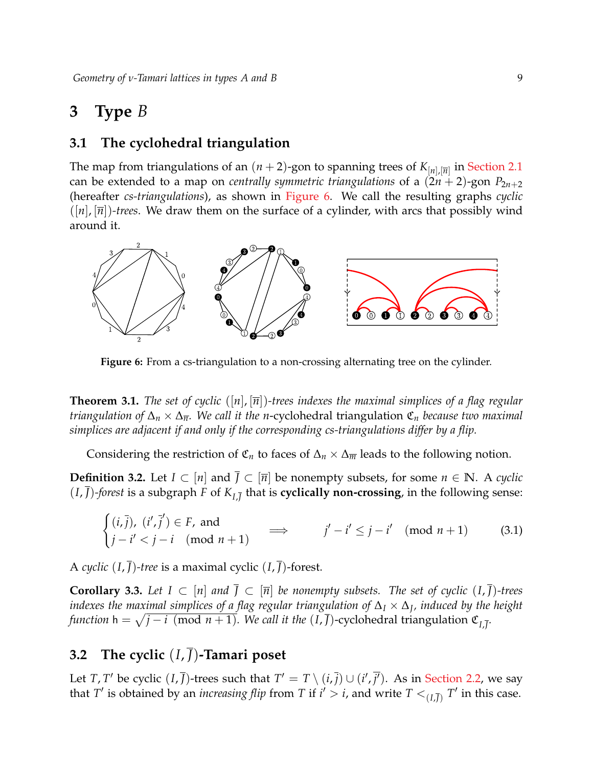# 3 Type $B$

## 3.1 The cyclohedral triangulation

The map from triangulations of an $(n+2)$-gon to spanning trees of $K_{[n],[\overline{n}]}$ in Section 2.1 can be extended to a map on *centrally symmetric triangulations* of a $(2n+2)$-gon $P_{2n+2}$ (hereafter *cs-triangulations*), as shown in Figure 6. We call the resulting graphs *cyclic* $([n],[\overline{n}])$*-trees*. We draw them on the surface of a cylinder, with arcs that possibly wind around it.

**Figure 6:** From a cs-triangulation to a non-crossing alternating tree on the cylinder.

**Theorem 3.1.** *The set of cyclic* $([n],[\overline{n}])$*-trees indexes the maximal simplices of a flag regular triangulation of* $\Delta_n \times \Delta_{\overline{n}}$*. We call it the* $n$-cyclohedral triangulation $\mathfrak{C}_n$ *because two maximal simplices are adjacent if and only if the corresponding cs-triangulations differ by a flip.*

Considering the restriction of $\mathfrak{C}_n$ to faces of $\Delta_n \times \Delta_{\overline{m}}$ leads to the following notion.

**Definition 3.2.** Let $I \subset [n]$ and $\overline{J} \subset [\overline{n}]$ be nonempty subsets, for some $n \in \mathbb{N}$. A *cyclic* $(I,\overline{J})$*-forest* is a subgraph $F$ of $K_{I,\overline{J}}$ that is **cyclically non-crossing**, in the following sense:

$$\begin{cases} (i,\overline{j}),\ (i',\overline{j}') \in F, \text{ and} \\ j - i' < j - i \pmod{n+1} \end{cases} \implies \qquad j' - i' \leq j - i' \pmod{n+1} \tag{3.1}$$

A *cyclic* $(I,\overline{J})$*-tree* is a maximal cyclic $(I,\overline{J})$-forest.

**Corollary 3.3.** *Let* $I \subset [n]$ *and* $\overline{J} \subset [\overline{n}]$ *be nonempty subsets. The set of cyclic* $(I,\overline{J})$*-trees indexes the maximal simplices of a flag regular triangulation of* $\Delta_I \times \Delta_J$*, induced by the height function* $\mathsf{h} = \sqrt{j-i \pmod{n+1}}$*. We call it the* $(I,\overline{J})$-cyclohedral triangulation $\mathfrak{C}_{I,\overline{J}}$.

## 3.2 The cyclic $(I,\overline{J})$-Tamari poset

Let $T, T'$ be cyclic $(I,\overline{J})$-trees such that $T' = T \setminus (i,\overline{j}) \cup (i',\overline{j}')$. As in Section 2.2, we say that $T'$ is obtained by an *increasing flip* from $T$ if $i' > i$, and write $T <_{(I,\overline{J})} T'$ in this case.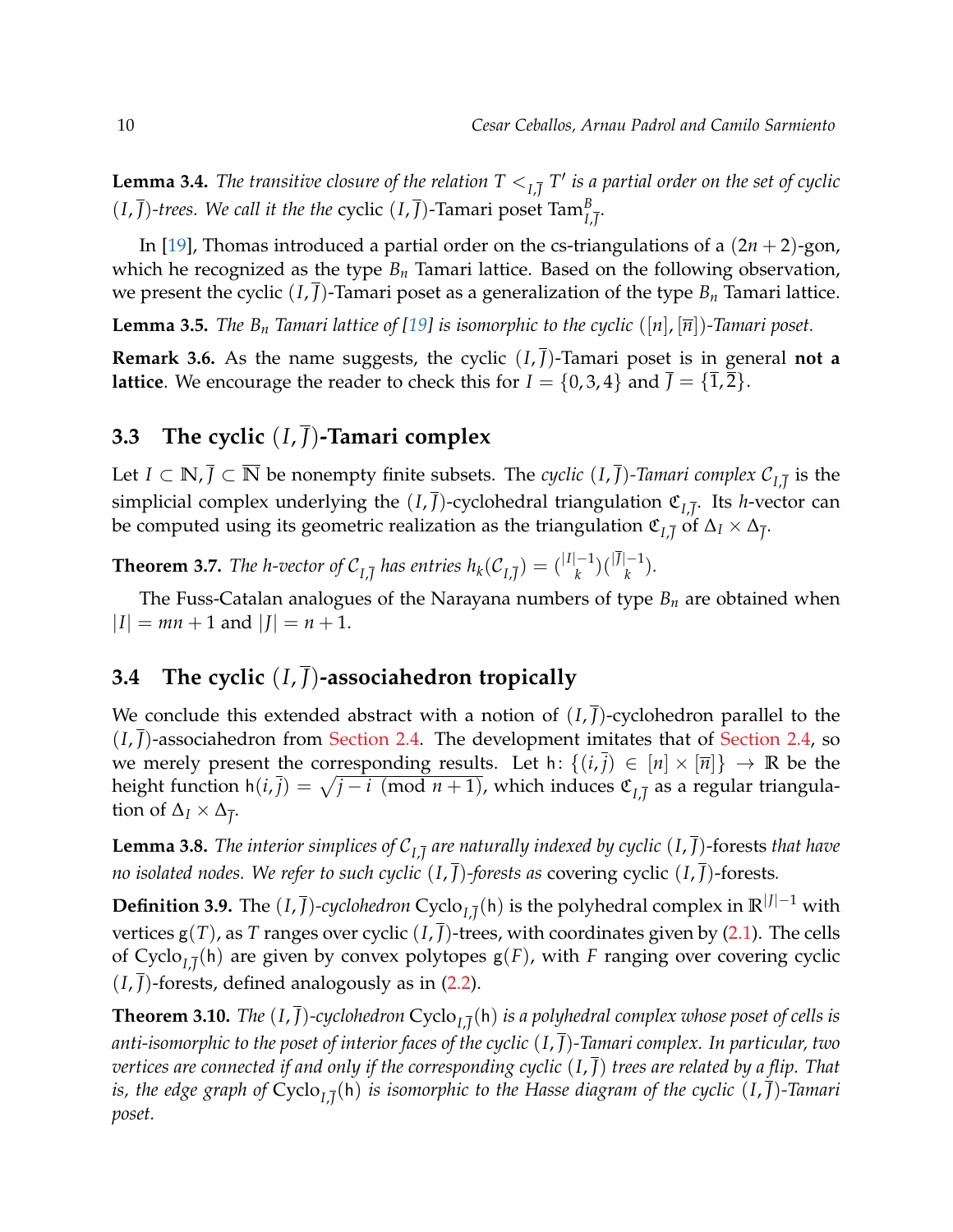**Lemma 3.4.** *The transitive closure of the relation $T <_{I,\overline{J}} T'$ is a partial order on the set of cyclic $(I,\overline{J})$-trees. We call it the the* cyclic $(I,\overline{J})$-Tamari poset $\mathrm{Tam}^B_{I,\overline{J}}$.

In [19], Thomas introduced a partial order on the cs-triangulations of a $(2n+2)$-gon, which he recognized as the type $B_n$ Tamari lattice. Based on the following observation, we present the cyclic $(I,\overline{J})$-Tamari poset as a generalization of the type $B_n$ Tamari lattice.

**Lemma 3.5.** *The $B_n$ Tamari lattice of [19] is isomorphic to the cyclic $([n],[\overline{n}])$-Tamari poset.*

**Remark 3.6.** As the name suggests, the cyclic $(I,\overline{J})$-Tamari poset is in general **not a lattice**. We encourage the reader to check this for $I = \{0,3,4\}$ and $\overline{J} = \{\overline{1},\overline{2}\}$.

## 3.3 The cyclic $(I,\overline{J})$-Tamari complex

Let $I \subset \mathbb{N}, \overline{J} \subset \overline{\mathbb{N}}$ be nonempty finite subsets. The *cyclic $(I,\overline{J})$-Tamari complex* $\mathcal{C}_{I,\overline{J}}$ is the simplicial complex underlying the $(I,\overline{J})$-cyclohedral triangulation $\mathfrak{C}_{I,\overline{J}}$. Its $h$-vector can be computed using its geometric realization as the triangulation $\mathfrak{C}_{I,\overline{J}}$ of $\Delta_I \times \Delta_{\overline{J}}$.

**Theorem 3.7.** *The h-vector of $\mathcal{C}_{I,\overline{J}}$ has entries $h_k(\mathcal{C}_{I,\overline{J}}) = \binom{|I|-1}{k}\binom{|\overline{J}|-1}{k}$.*

The Fuss-Catalan analogues of the Narayana numbers of type $B_n$ are obtained when $|I| = mn+1$ and $|J| = n+1$.

## 3.4 The cyclic $(I,\overline{J})$-associahedron tropically

We conclude this extended abstract with a notion of $(I,\overline{J})$-cyclohedron parallel to the $(I,\overline{J})$-associahedron from Section 2.4. The development imitates that of Section 2.4, so we merely present the corresponding results. Let $\mathsf{h}\colon \{(i,\overline{j}) \in [n] \times [\overline{n}]\} \to \mathbb{R}$ be the height function $\mathsf{h}(i,\overline{j}) = \sqrt{j-i \pmod{n+1}}$, which induces $\mathfrak{C}_{I,\overline{J}}$ as a regular triangulation of $\Delta_I \times \Delta_{\overline{J}}$.

**Lemma 3.8.** *The interior simplices of $\mathcal{C}_{I,\overline{J}}$ are naturally indexed by cyclic $(I,\overline{J})$-forests that have no isolated nodes. We refer to such cyclic $(I,\overline{J})$-forests as* covering cyclic $(I,\overline{J})$-forests.

**Definition 3.9.** The $(I,\overline{J})$-*cyclohedron* $\mathrm{Cyclo}_{I,\overline{J}}(\mathsf{h})$ is the polyhedral complex in $\mathbb{R}^{|J|-1}$ with vertices $\mathsf{g}(T)$, as $T$ ranges over cyclic $(I,\overline{J})$-trees, with coordinates given by (2.1). The cells of $\mathrm{Cyclo}_{I,\overline{J}}(\mathsf{h})$ are given by convex polytopes $\mathsf{g}(F)$, with $F$ ranging over covering cyclic $(I,\overline{J})$-forests, defined analogously as in (2.2).

**Theorem 3.10.** *The $(I,\overline{J})$-cyclohedron $\mathrm{Cyclo}_{I,\overline{J}}(\mathsf{h})$ is a polyhedral complex whose poset of cells is anti-isomorphic to the poset of interior faces of the cyclic $(I,\overline{J})$-Tamari complex. In particular, two vertices are connected if and only if the corresponding cyclic $(I,\overline{J})$ trees are related by a flip. That is, the edge graph of $\mathrm{Cyclo}_{I,\overline{J}}(\mathsf{h})$ is isomorphic to the Hasse diagram of the cyclic $(I,\overline{J})$-Tamari poset.*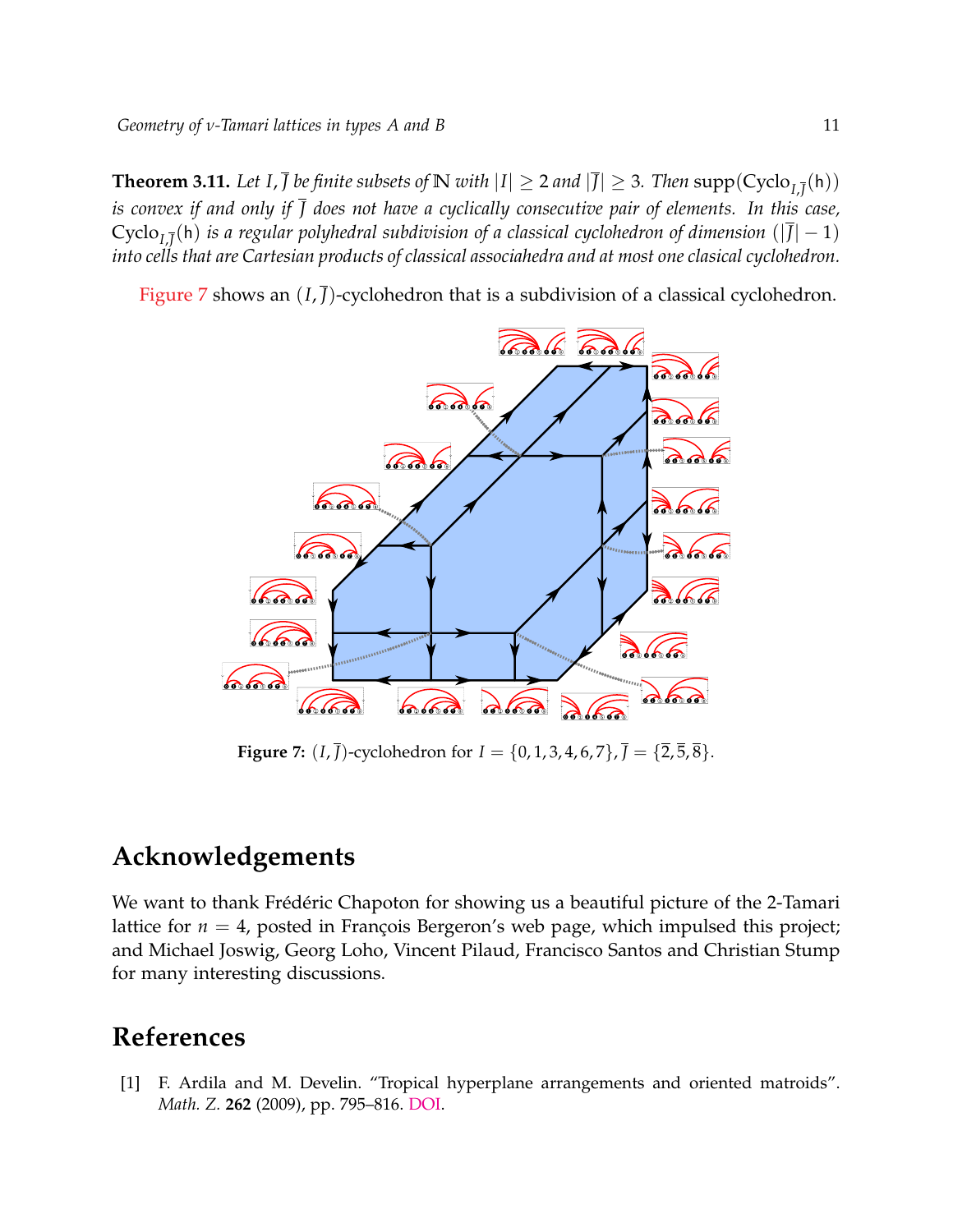**Theorem 3.11.** *Let $I, \overline{J}$ be finite subsets of $\mathbb{N}$ with $|I| \geq 2$ and $|\overline{J}| \geq 3$. Then* $\operatorname{supp}(\mathrm{Cyclo}_{I,\overline{J}}(\mathsf{h}))$ *is convex if and only if $\overline{J}$ does not have a cyclically consecutive pair of elements. In this case,* $\mathrm{Cyclo}_{I,\overline{J}}(\mathsf{h})$ *is a regular polyhedral subdivision of a classical cyclohedron of dimension $(|\overline{J}| - 1)$ into cells that are Cartesian products of classical associahedra and at most one clasical cyclohedron.*

Figure 7 shows an $(I, \overline{J})$-cyclohedron that is a subdivision of a classical cyclohedron.

**Figure 7:** $(I, \overline{J})$-cyclohedron for $I = \{0, 1, 3, 4, 6, 7\}, \overline{J} = \{\overline{2}, \overline{5}, \overline{8}\}$.

## Acknowledgements

We want to thank Frédéric Chapoton for showing us a beautiful picture of the 2-Tamari lattice for $n = 4$, posted in François Bergeron's web page, which impulsed this project; and Michael Joswig, Georg Loho, Vincent Pilaud, Francisco Santos and Christian Stump for many interesting discussions.

## References

[1] F. Ardila and M. Develin. "Tropical hyperplane arrangements and oriented matroids". *Math. Z.* **262** (2009), pp. 795–816. DOI.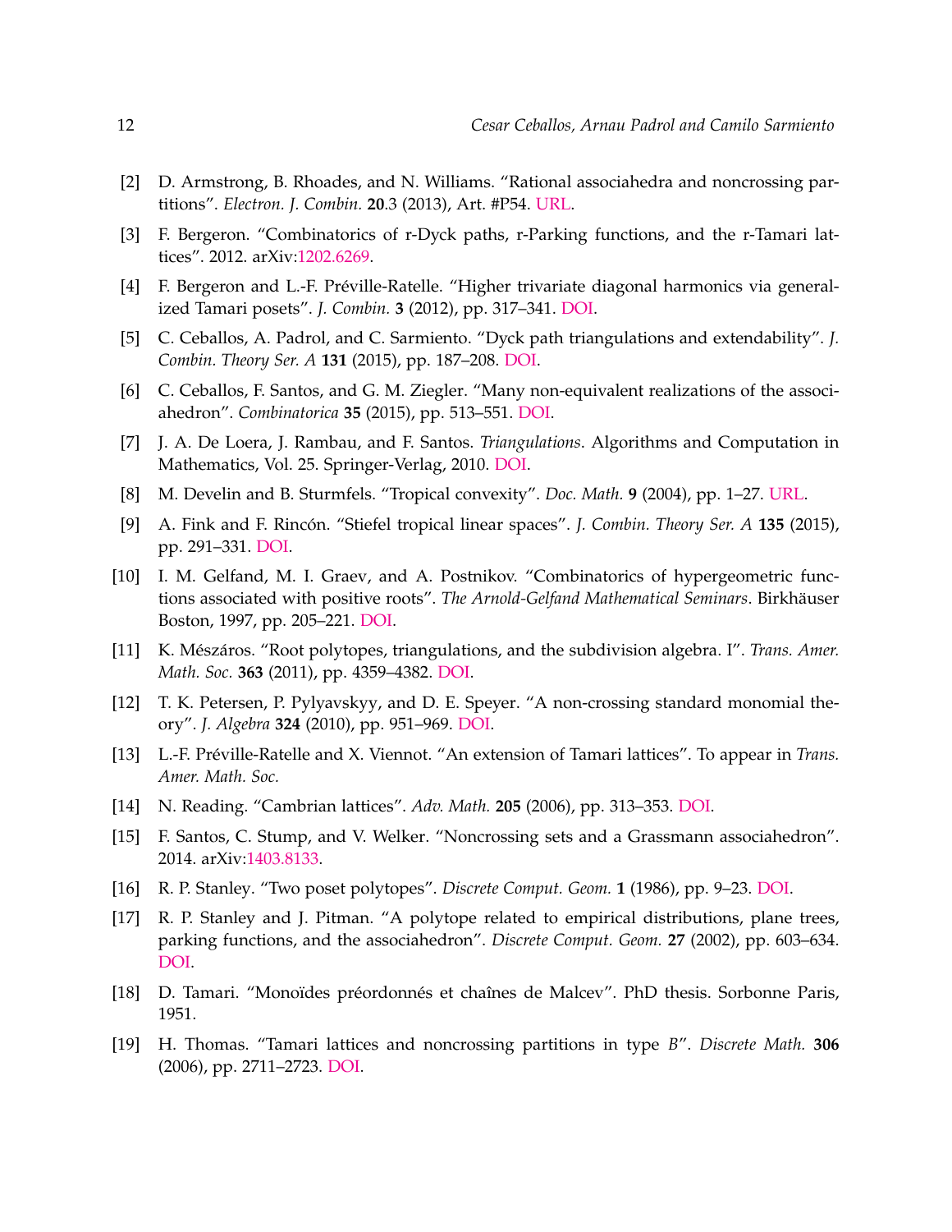[2] D. Armstrong, B. Rhoades, and N. Williams. "Rational associahedra and noncrossing partitions". *Electron. J. Combin.* **20**.3 (2013), Art. #P54. URL.

[3] F. Bergeron. "Combinatorics of r-Dyck paths, r-Parking functions, and the r-Tamari lattices". 2012. arXiv:1202.6269.

[4] F. Bergeron and L.-F. Préville-Ratelle. "Higher trivariate diagonal harmonics via generalized Tamari posets". *J. Combin.* **3** (2012), pp. 317–341. DOI.

[5] C. Ceballos, A. Padrol, and C. Sarmiento. "Dyck path triangulations and extendability". *J. Combin. Theory Ser. A* **131** (2015), pp. 187–208. DOI.

[6] C. Ceballos, F. Santos, and G. M. Ziegler. "Many non-equivalent realizations of the associahedron". *Combinatorica* **35** (2015), pp. 513–551. DOI.

[7] J. A. De Loera, J. Rambau, and F. Santos. *Triangulations*. Algorithms and Computation in Mathematics, Vol. 25. Springer-Verlag, 2010. DOI.

[8] M. Develin and B. Sturmfels. "Tropical convexity". *Doc. Math.* **9** (2004), pp. 1–27. URL.

[9] A. Fink and F. Rincón. "Stiefel tropical linear spaces". *J. Combin. Theory Ser. A* **135** (2015), pp. 291–331. DOI.

[10] I. M. Gelfand, M. I. Graev, and A. Postnikov. "Combinatorics of hypergeometric functions associated with positive roots". *The Arnold-Gelfand Mathematical Seminars*. Birkhäuser Boston, 1997, pp. 205–221. DOI.

[11] K. Mészáros. "Root polytopes, triangulations, and the subdivision algebra. I". *Trans. Amer. Math. Soc.* **363** (2011), pp. 4359–4382. DOI.

[12] T. K. Petersen, P. Pylyavskyy, and D. E. Speyer. "A non-crossing standard monomial theory". *J. Algebra* **324** (2010), pp. 951–969. DOI.

[13] L.-F. Préville-Ratelle and X. Viennot. "An extension of Tamari lattices". To appear in *Trans. Amer. Math. Soc.*

[14] N. Reading. "Cambrian lattices". *Adv. Math.* **205** (2006), pp. 313–353. DOI.

[15] F. Santos, C. Stump, and V. Welker. "Noncrossing sets and a Grassmann associahedron". 2014. arXiv:1403.8133.

[16] R. P. Stanley. "Two poset polytopes". *Discrete Comput. Geom.* **1** (1986), pp. 9–23. DOI.

[17] R. P. Stanley and J. Pitman. "A polytope related to empirical distributions, plane trees, parking functions, and the associahedron". *Discrete Comput. Geom.* **27** (2002), pp. 603–634. DOI.

[18] D. Tamari. "Monoïdes préordonnés et chaînes de Malcev". PhD thesis. Sorbonne Paris, 1951.

[19] H. Thomas. "Tamari lattices and noncrossing partitions in type *B*". *Discrete Math.* **306** (2006), pp. 2711–2723. DOI.